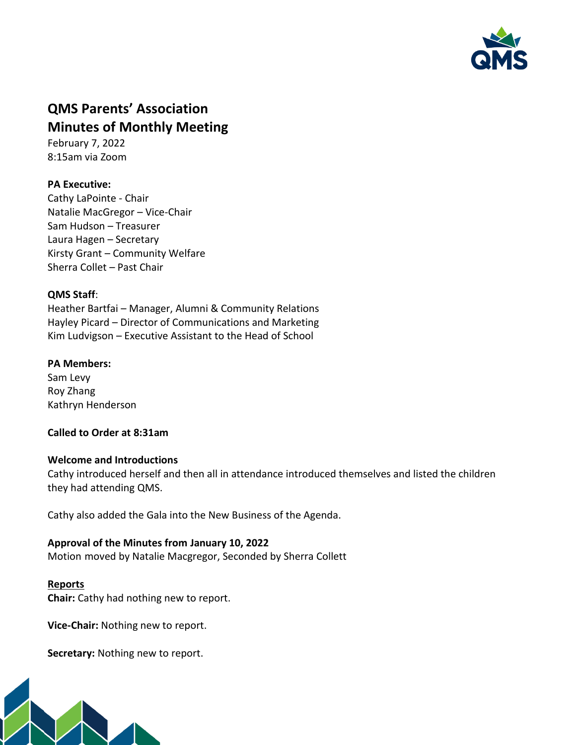# QMS Parents' Association
# Minutes of Monthly Meeting

February 7, 2022
8:15am via Zoom

**PA Executive:**
Cathy LaPointe - Chair
Natalie MacGregor – Vice-Chair
Sam Hudson – Treasurer
Laura Hagen – Secretary
Kirsty Grant – Community Welfare
Sherra Collet – Past Chair

**QMS Staff**:
Heather Bartfai – Manager, Alumni & Community Relations
Hayley Picard – Director of Communications and Marketing
Kim Ludvigson – Executive Assistant to the Head of School

**PA Members:**
Sam Levy
Roy Zhang
Kathryn Henderson

**Called to Order at 8:31am**

**Welcome and Introductions**
Cathy introduced herself and then all in attendance introduced themselves and listed the children they had attending QMS.

Cathy also added the Gala into the New Business of the Agenda.

**Approval of the Minutes from January 10, 2022**
Motion moved by Natalie Macgregor, Seconded by Sherra Collett

**Reports**

**Chair:** Cathy had nothing new to report.

**Vice-Chair:** Nothing new to report.

**Secretary:** Nothing new to report.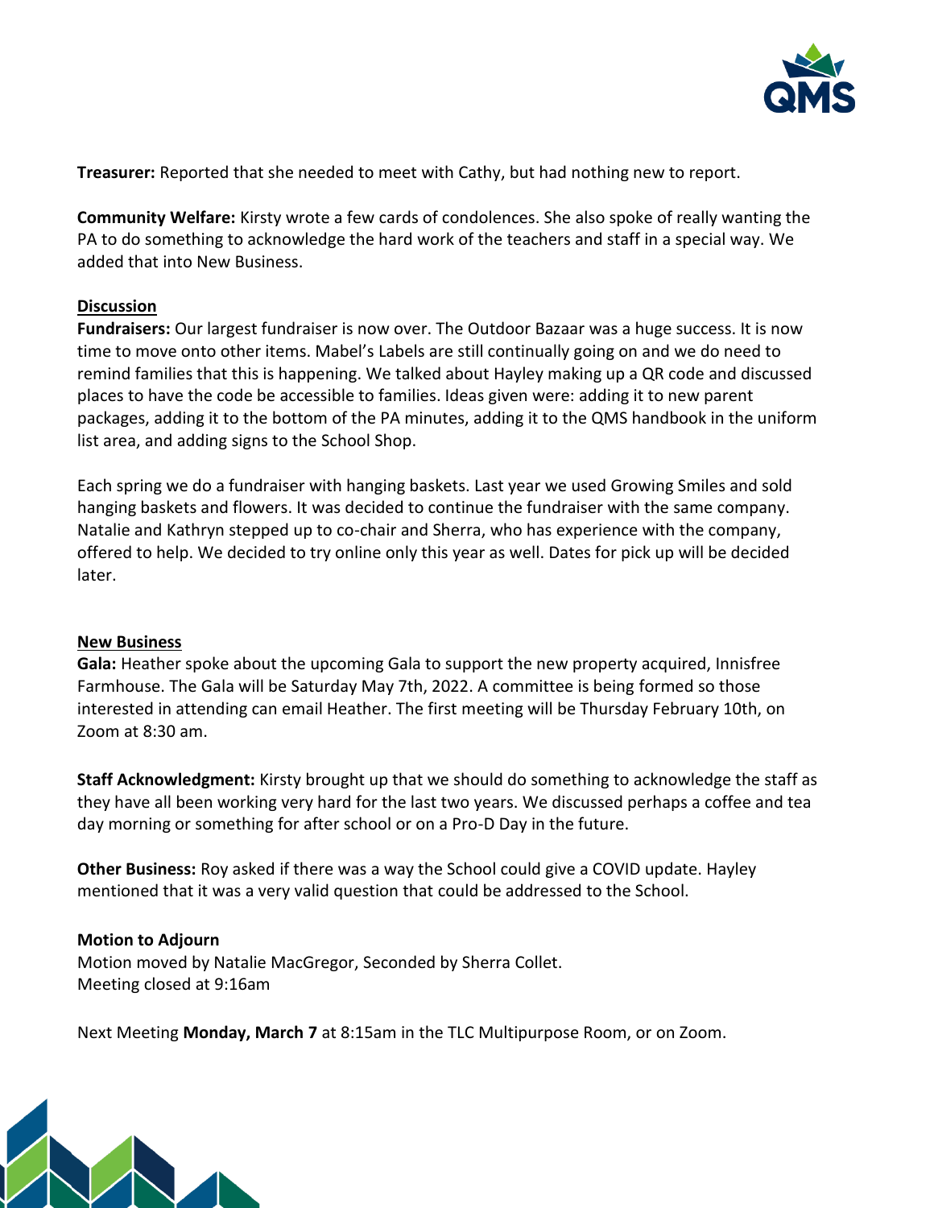**Treasurer:** Reported that she needed to meet with Cathy, but had nothing new to report.

**Community Welfare:** Kirsty wrote a few cards of condolences. She also spoke of really wanting the PA to do something to acknowledge the hard work of the teachers and staff in a special way. We added that into New Business.

**Discussion**

**Fundraisers:** Our largest fundraiser is now over. The Outdoor Bazaar was a huge success. It is now time to move onto other items. Mabel's Labels are still continually going on and we do need to remind families that this is happening. We talked about Hayley making up a QR code and discussed places to have the code be accessible to families. Ideas given were: adding it to new parent packages, adding it to the bottom of the PA minutes, adding it to the QMS handbook in the uniform list area, and adding signs to the School Shop.

Each spring we do a fundraiser with hanging baskets. Last year we used Growing Smiles and sold hanging baskets and flowers. It was decided to continue the fundraiser with the same company. Natalie and Kathryn stepped up to co-chair and Sherra, who has experience with the company, offered to help. We decided to try online only this year as well. Dates for pick up will be decided later.

**New Business**

**Gala:** Heather spoke about the upcoming Gala to support the new property acquired, Innisfree Farmhouse. The Gala will be Saturday May 7th, 2022. A committee is being formed so those interested in attending can email Heather. The first meeting will be Thursday February 10th, on Zoom at 8:30 am.

**Staff Acknowledgment:** Kirsty brought up that we should do something to acknowledge the staff as they have all been working very hard for the last two years. We discussed perhaps a coffee and tea day morning or something for after school or on a Pro-D Day in the future.

**Other Business:** Roy asked if there was a way the School could give a COVID update. Hayley mentioned that it was a very valid question that could be addressed to the School.

**Motion to Adjourn**

Motion moved by Natalie MacGregor, Seconded by Sherra Collet.
Meeting closed at 9:16am

Next Meeting **Monday, March 7** at 8:15am in the TLC Multipurpose Room, or on Zoom.